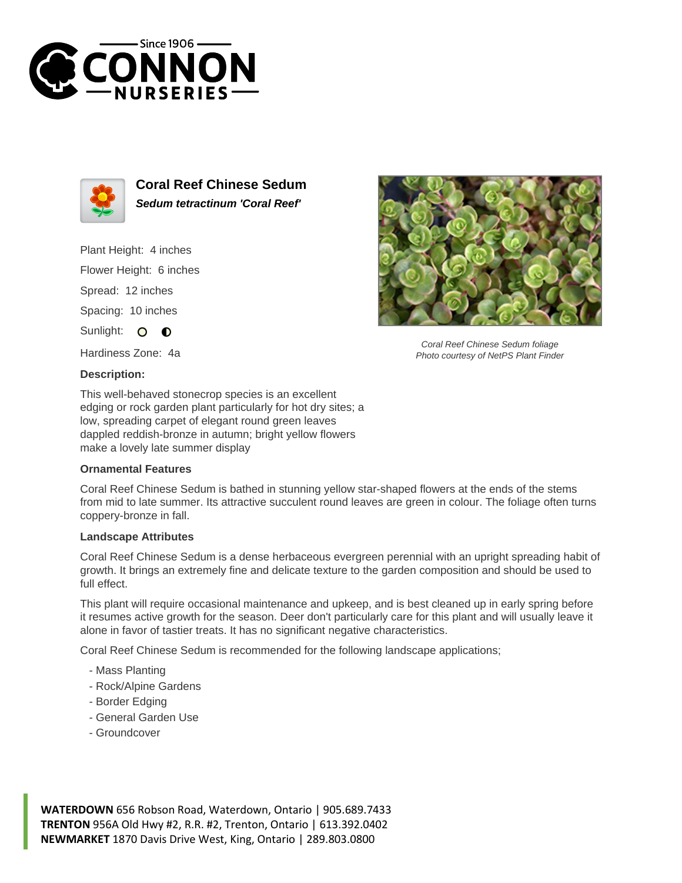Since 1906

# CONNON NURSERIES

## Coral Reef Chinese Sedum

***Sedum tetractinum 'Coral Reef'***

Plant Height: 4 inches

Flower Height: 6 inches

Spread: 12 inches

Spacing: 10 inches

Sunlight:

Hardiness Zone: 4a

Coral Reef Chinese Sedum foliage
Photo courtesy of NetPS Plant Finder

### Description:

This well-behaved stonecrop species is an excellent edging or rock garden plant particularly for hot dry sites; a low, spreading carpet of elegant round green leaves dappled reddish-bronze in autumn; bright yellow flowers make a lovely late summer display

### Ornamental Features

Coral Reef Chinese Sedum is bathed in stunning yellow star-shaped flowers at the ends of the stems from mid to late summer. Its attractive succulent round leaves are green in colour. The foliage often turns coppery-bronze in fall.

### Landscape Attributes

Coral Reef Chinese Sedum is a dense herbaceous evergreen perennial with an upright spreading habit of growth. It brings an extremely fine and delicate texture to the garden composition and should be used to full effect.

This plant will require occasional maintenance and upkeep, and is best cleaned up in early spring before it resumes active growth for the season. Deer don't particularly care for this plant and will usually leave it alone in favor of tastier treats. It has no significant negative characteristics.

Coral Reef Chinese Sedum is recommended for the following landscape applications;

- Mass Planting
- Rock/Alpine Gardens
- Border Edging
- General Garden Use
- Groundcover

**WATERDOWN** 656 Robson Road, Waterdown, Ontario | 905.689.7433
**TRENTON** 956A Old Hwy #2, R.R. #2, Trenton, Ontario | 613.392.0402
**NEWMARKET** 1870 Davis Drive West, King, Ontario | 289.803.0800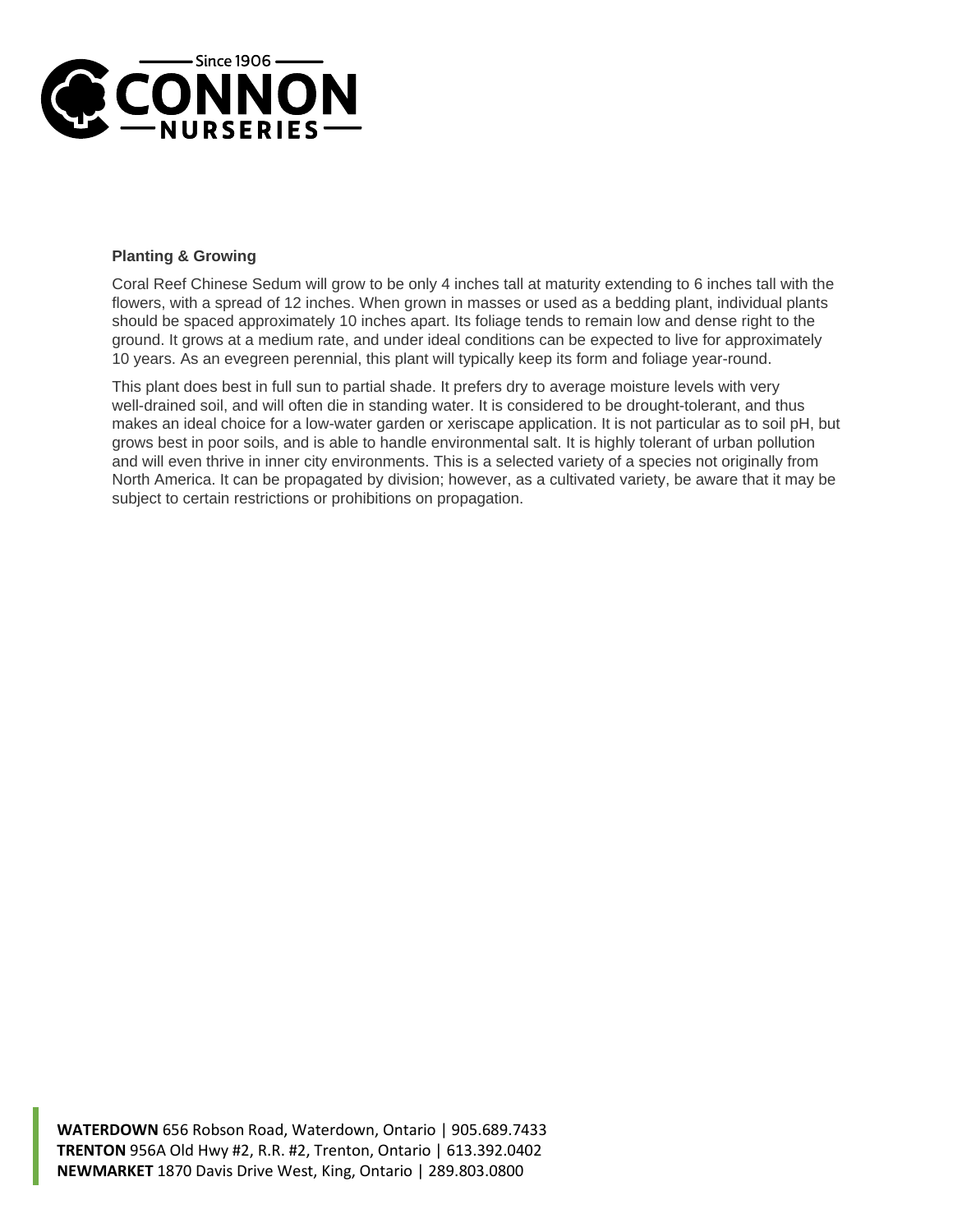### Planting & Growing

Coral Reef Chinese Sedum will grow to be only 4 inches tall at maturity extending to 6 inches tall with the flowers, with a spread of 12 inches. When grown in masses or used as a bedding plant, individual plants should be spaced approximately 10 inches apart. Its foliage tends to remain low and dense right to the ground. It grows at a medium rate, and under ideal conditions can be expected to live for approximately 10 years. As an evegreen perennial, this plant will typically keep its form and foliage year-round.

This plant does best in full sun to partial shade. It prefers dry to average moisture levels with very well-drained soil, and will often die in standing water. It is considered to be drought-tolerant, and thus makes an ideal choice for a low-water garden or xeriscape application. It is not particular as to soil pH, but grows best in poor soils, and is able to handle environmental salt. It is highly tolerant of urban pollution and will even thrive in inner city environments. This is a selected variety of a species not originally from North America. It can be propagated by division; however, as a cultivated variety, be aware that it may be subject to certain restrictions or prohibitions on propagation.